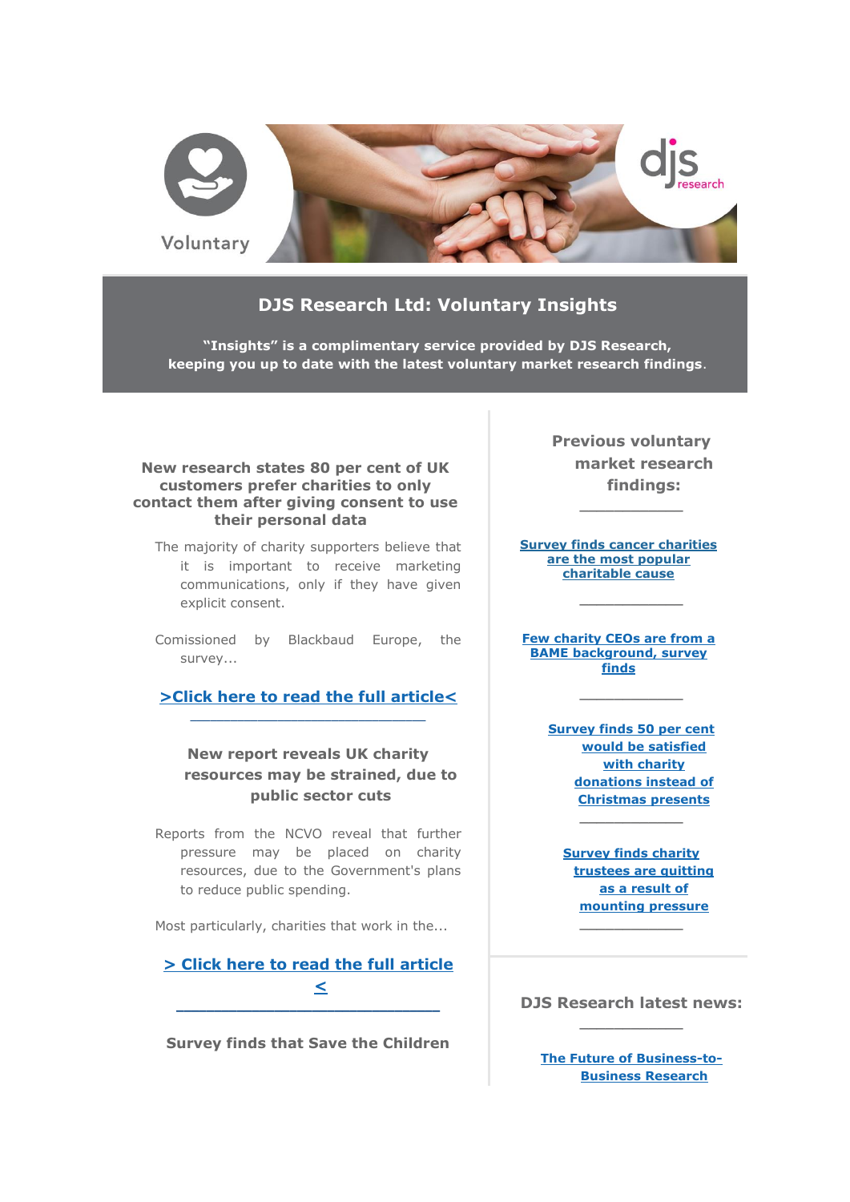Voluntary

# DJS Research Ltd: Voluntary Insights

**"Insights" is a complimentary service provided by DJS Research, keeping you up to date with the latest voluntary market research findings.**

### New research states 80 per cent of UK customers prefer charities to only contact them after giving consent to use their personal data

The majority of charity supporters believe that it is important to receive marketing communications, only if they have given explicit consent.

Comissioned by Blackbaud Europe, the survey...

**>Click here to read the full article<**

---

### New report reveals UK charity resources may be strained, due to public sector cuts

Reports from the NCVO reveal that further pressure may be placed on charity resources, due to the Government's plans to reduce public spending.

Most particularly, charities that work in the...

**> Click here to read the full article <**

---

### Survey finds that Save the Children

## Previous voluntary market research findings:

---

**Survey finds cancer charities are the most popular charitable cause**

---

**Few charity CEOs are from a BAME background, survey finds**

---

**Survey finds 50 per cent would be satisfied with charity donations instead of Christmas presents**

---

**Survey finds charity trustees are quitting as a result of mounting pressure**

---

## DJS Research latest news:

---

**The Future of Business-to-Business Research**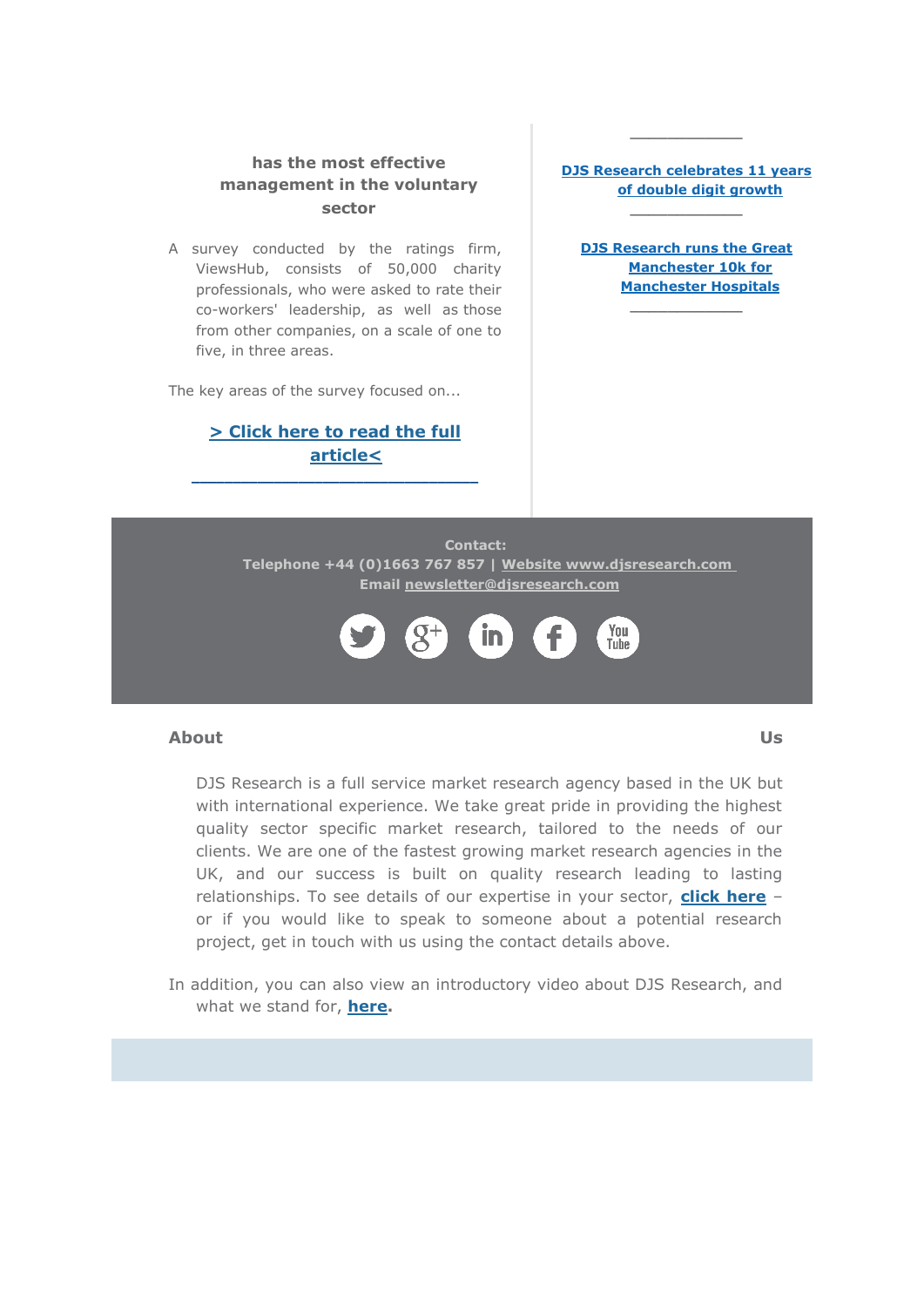**has the most effective management in the voluntary sector**

A survey conducted by the ratings firm, ViewsHub, consists of 50,000 charity professionals, who were asked to rate their co-workers' leadership, as well as those from other companies, on a scale of one to five, in three areas.

The key areas of the survey focused on...

**> Click here to read the full article<**

---

---

**DJS Research celebrates 11 years of double digit growth**

---

**DJS Research runs the Great Manchester 10k for Manchester Hospitals**

---

**Contact:**
**Telephone +44 (0)1663 767 857 | Website www.djsresearch.com**
**Email newsletter@djsresearch.com**

**About Us**

DJS Research is a full service market research agency based in the UK but with international experience. We take great pride in providing the highest quality sector specific market research, tailored to the needs of our clients. We are one of the fastest growing market research agencies in the UK, and our success is built on quality research leading to lasting relationships. To see details of our expertise in your sector, **click here** – or if you would like to speak to someone about a potential research project, get in touch with us using the contact details above.

In addition, you can also view an introductory video about DJS Research, and what we stand for, **here.**